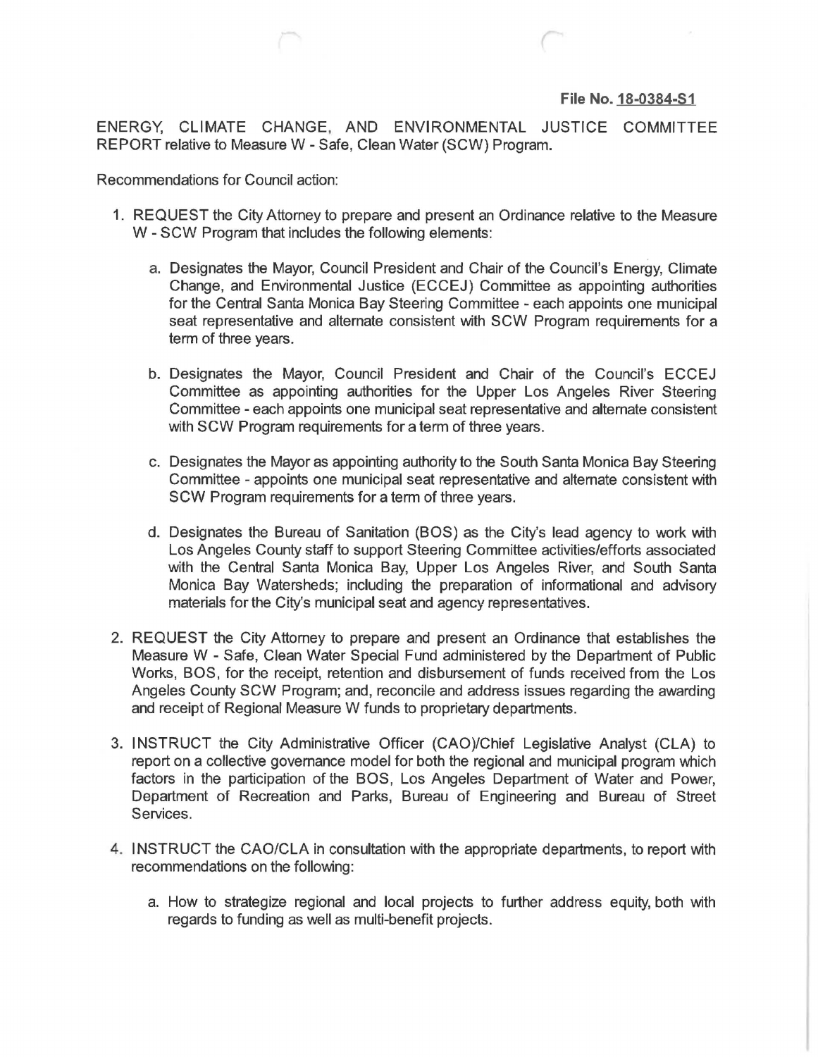**File No. 18-0384-S1**

ENERGY, CLIMATE CHANGE, AND ENVIRONMENTAL JUSTICE COMMITTEE REPORT relative to Measure W - Safe, Clean Water (SCW) Program.

Recommendations for Council action:

1. REQUEST the City Attorney to prepare and present an Ordinance relative to the Measure W - SCW Program that includes the following elements:

   a. Designates the Mayor, Council President and Chair of the Council's Energy, Climate Change, and Environmental Justice (ECCEJ) Committee as appointing authorities for the Central Santa Monica Bay Steering Committee - each appoints one municipal seat representative and alternate consistent with SCW Program requirements for a term of three years.

   b. Designates the Mayor, Council President and Chair of the Council's ECCEJ Committee as appointing authorities for the Upper Los Angeles River Steering Committee - each appoints one municipal seat representative and alternate consistent with SCW Program requirements for a term of three years.

   c. Designates the Mayor as appointing authority to the South Santa Monica Bay Steering Committee - appoints one municipal seat representative and alternate consistent with SCW Program requirements for a term of three years.

   d. Designates the Bureau of Sanitation (BOS) as the City's lead agency to work with Los Angeles County staff to support Steering Committee activities/efforts associated with the Central Santa Monica Bay, Upper Los Angeles River, and South Santa Monica Bay Watersheds; including the preparation of informational and advisory materials for the City's municipal seat and agency representatives.

2. REQUEST the City Attorney to prepare and present an Ordinance that establishes the Measure W - Safe, Clean Water Special Fund administered by the Department of Public Works, BOS, for the receipt, retention and disbursement of funds received from the Los Angeles County SCW Program; and, reconcile and address issues regarding the awarding and receipt of Regional Measure W funds to proprietary departments.

3. INSTRUCT the City Administrative Officer (CAO)/Chief Legislative Analyst (CLA) to report on a collective governance model for both the regional and municipal program which factors in the participation of the BOS, Los Angeles Department of Water and Power, Department of Recreation and Parks, Bureau of Engineering and Bureau of Street Services.

4. INSTRUCT the CAO/CLA in consultation with the appropriate departments, to report with recommendations on the following:

   a. How to strategize regional and local projects to further address equity, both with regards to funding as well as multi-benefit projects.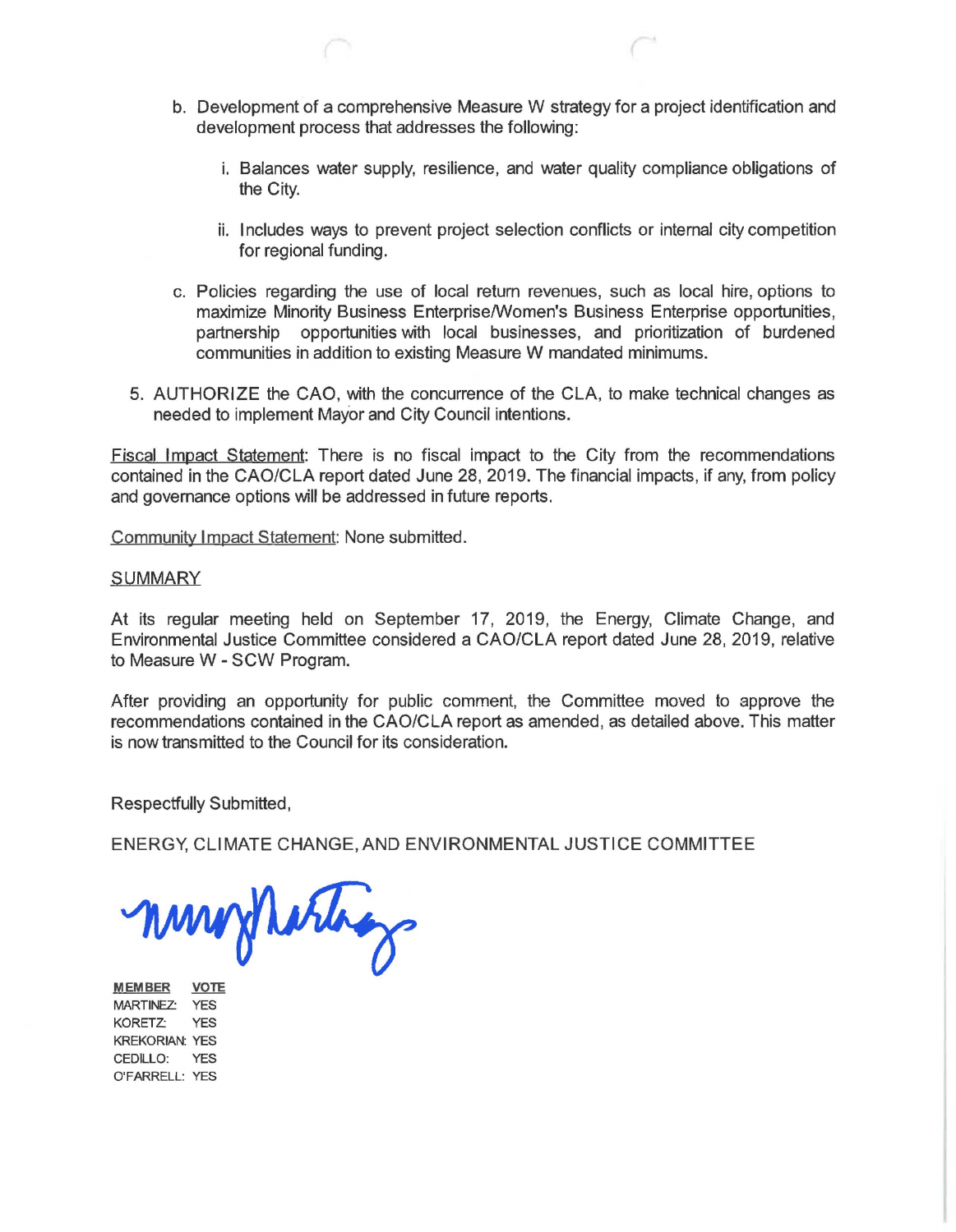b. Development of a comprehensive Measure W strategy for a project identification and development process that addresses the following:

   i. Balances water supply, resilience, and water quality compliance obligations of the City.

   ii. Includes ways to prevent project selection conflicts or internal city competition for regional funding.

c. Policies regarding the use of local return revenues, such as local hire, options to maximize Minority Business Enterprise/Women's Business Enterprise opportunities, partnership opportunities with local businesses, and prioritization of burdened communities in addition to existing Measure W mandated minimums.

5. AUTHORIZE the CAO, with the concurrence of the CLA, to make technical changes as needed to implement Mayor and City Council intentions.

Fiscal Impact Statement: There is no fiscal impact to the City from the recommendations contained in the CAO/CLA report dated June 28, 2019. The financial impacts, if any, from policy and governance options will be addressed in future reports.

Community Impact Statement: None submitted.

SUMMARY

At its regular meeting held on September 17, 2019, the Energy, Climate Change, and Environmental Justice Committee considered a CAO/CLA report dated June 28, 2019, relative to Measure W - SCW Program.

After providing an opportunity for public comment, the Committee moved to approve the recommendations contained in the CAO/CLA report as amended, as detailed above. This matter is now transmitted to the Council for its consideration.

Respectfully Submitted,

ENERGY, CLIMATE CHANGE, AND ENVIRONMENTAL JUSTICE COMMITTEE

| MEMBER | VOTE |
| --- | --- |
| MARTINEZ: | YES |
| KORETZ: | YES |
| KREKORIAN: | YES |
| CEDILLO: | YES |
| O'FARRELL: | YES |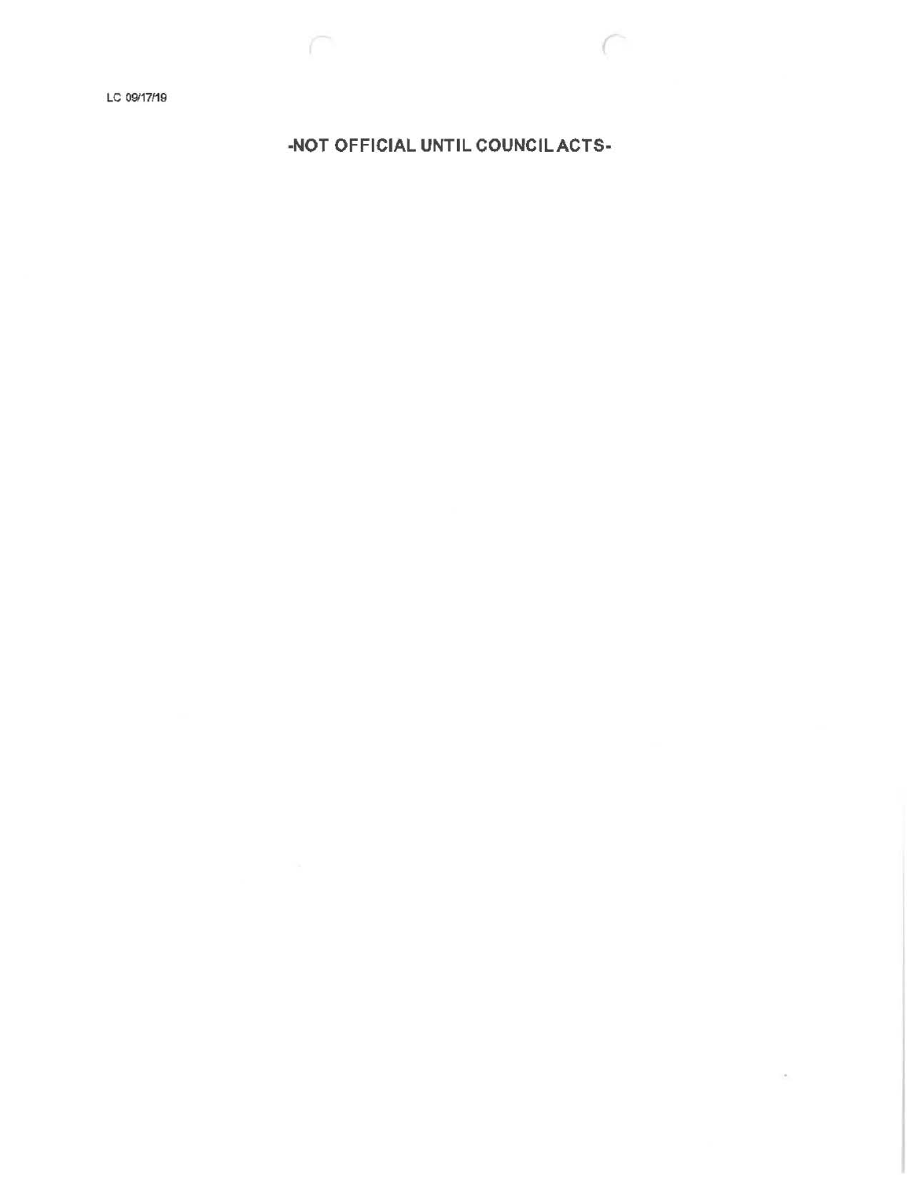LC 09/17/19

**-NOT OFFICIAL UNTIL COUNCIL ACTS-**